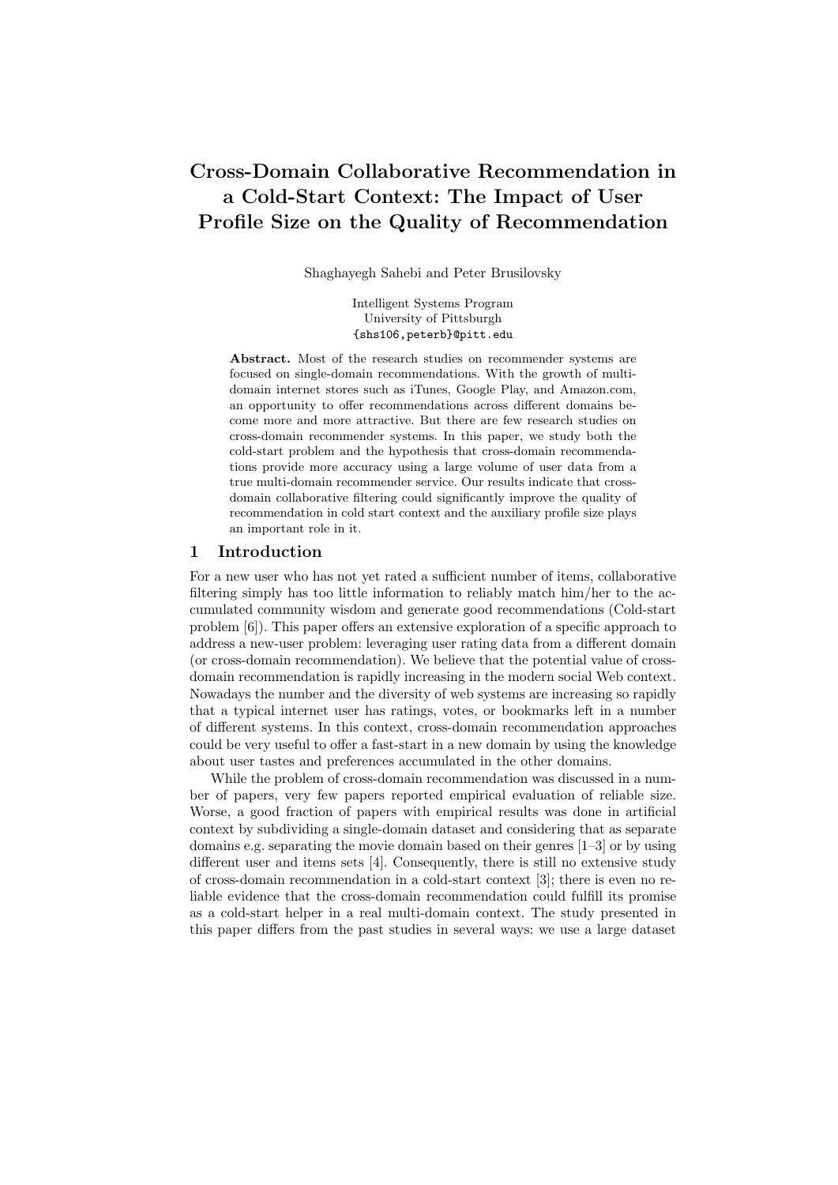# Cross-Domain Collaborative Recommendation in a Cold-Start Context: The Impact of User Profile Size on the Quality of Recommendation

Shaghayegh Sahebi and Peter Brusilovsky

Intelligent Systems Program
University of Pittsburgh
{shs106,peterb}@pitt.edu

**Abstract.** Most of the research studies on recommender systems are focused on single-domain recommendations. With the growth of multi-domain internet stores such as iTunes, Google Play, and Amazon.com, an opportunity to offer recommendations across different domains become more and more attractive. But there are few research studies on cross-domain recommender systems. In this paper, we study both the cold-start problem and the hypothesis that cross-domain recommendations provide more accuracy using a large volume of user data from a true multi-domain recommender service. Our results indicate that cross-domain collaborative filtering could significantly improve the quality of recommendation in cold start context and the auxiliary profile size plays an important role in it.

## 1 Introduction

For a new user who has not yet rated a sufficient number of items, collaborative filtering simply has too little information to reliably match him/her to the accumulated community wisdom and generate good recommendations (Cold-start problem [6]). This paper offers an extensive exploration of a specific approach to address a new-user problem: leveraging user rating data from a different domain (or cross-domain recommendation). We believe that the potential value of cross-domain recommendation is rapidly increasing in the modern social Web context. Nowadays the number and the diversity of web systems are increasing so rapidly that a typical internet user has ratings, votes, or bookmarks left in a number of different systems. In this context, cross-domain recommendation approaches could be very useful to offer a fast-start in a new domain by using the knowledge about user tastes and preferences accumulated in the other domains.

While the problem of cross-domain recommendation was discussed in a number of papers, very few papers reported empirical evaluation of reliable size. Worse, a good fraction of papers with empirical results was done in artificial context by subdividing a single-domain dataset and considering that as separate domains e.g. separating the movie domain based on their genres [1–3] or by using different user and items sets [4]. Consequently, there is still no extensive study of cross-domain recommendation in a cold-start context [3]; there is even no reliable evidence that the cross-domain recommendation could fulfill its promise as a cold-start helper in a real multi-domain context. The study presented in this paper differs from the past studies in several ways: we use a large dataset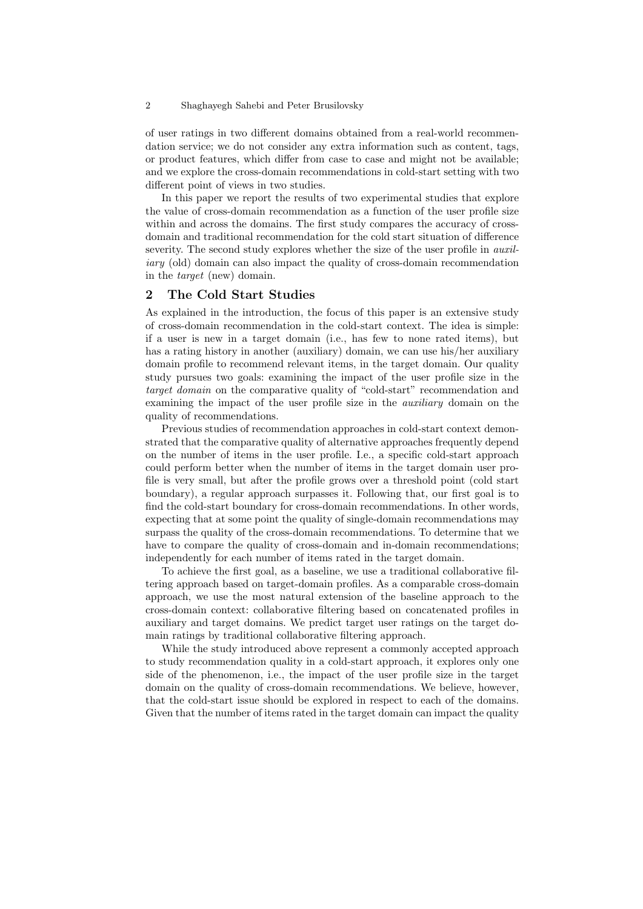of user ratings in two different domains obtained from a real-world recommendation service; we do not consider any extra information such as content, tags, or product features, which differ from case to case and might not be available; and we explore the cross-domain recommendations in cold-start setting with two different point of views in two studies.

In this paper we report the results of two experimental studies that explore the value of cross-domain recommendation as a function of the user profile size within and across the domains. The first study compares the accuracy of cross-domain and traditional recommendation for the cold start situation of difference severity. The second study explores whether the size of the user profile in *auxiliary* (old) domain can also impact the quality of cross-domain recommendation in the *target* (new) domain.

## 2 The Cold Start Studies

As explained in the introduction, the focus of this paper is an extensive study of cross-domain recommendation in the cold-start context. The idea is simple: if a user is new in a target domain (i.e., has few to none rated items), but has a rating history in another (auxiliary) domain, we can use his/her auxiliary domain profile to recommend relevant items, in the target domain. Our quality study pursues two goals: examining the impact of the user profile size in the *target domain* on the comparative quality of "cold-start" recommendation and examining the impact of the user profile size in the *auxiliary* domain on the quality of recommendations.

Previous studies of recommendation approaches in cold-start context demonstrated that the comparative quality of alternative approaches frequently depend on the number of items in the user profile. I.e., a specific cold-start approach could perform better when the number of items in the target domain user profile is very small, but after the profile grows over a threshold point (cold start boundary), a regular approach surpasses it. Following that, our first goal is to find the cold-start boundary for cross-domain recommendations. In other words, expecting that at some point the quality of single-domain recommendations may surpass the quality of the cross-domain recommendations. To determine that we have to compare the quality of cross-domain and in-domain recommendations; independently for each number of items rated in the target domain.

To achieve the first goal, as a baseline, we use a traditional collaborative filtering approach based on target-domain profiles. As a comparable cross-domain approach, we use the most natural extension of the baseline approach to the cross-domain context: collaborative filtering based on concatenated profiles in auxiliary and target domains. We predict target user ratings on the target domain ratings by traditional collaborative filtering approach.

While the study introduced above represent a commonly accepted approach to study recommendation quality in a cold-start approach, it explores only one side of the phenomenon, i.e., the impact of the user profile size in the target domain on the quality of cross-domain recommendations. We believe, however, that the cold-start issue should be explored in respect to each of the domains. Given that the number of items rated in the target domain can impact the quality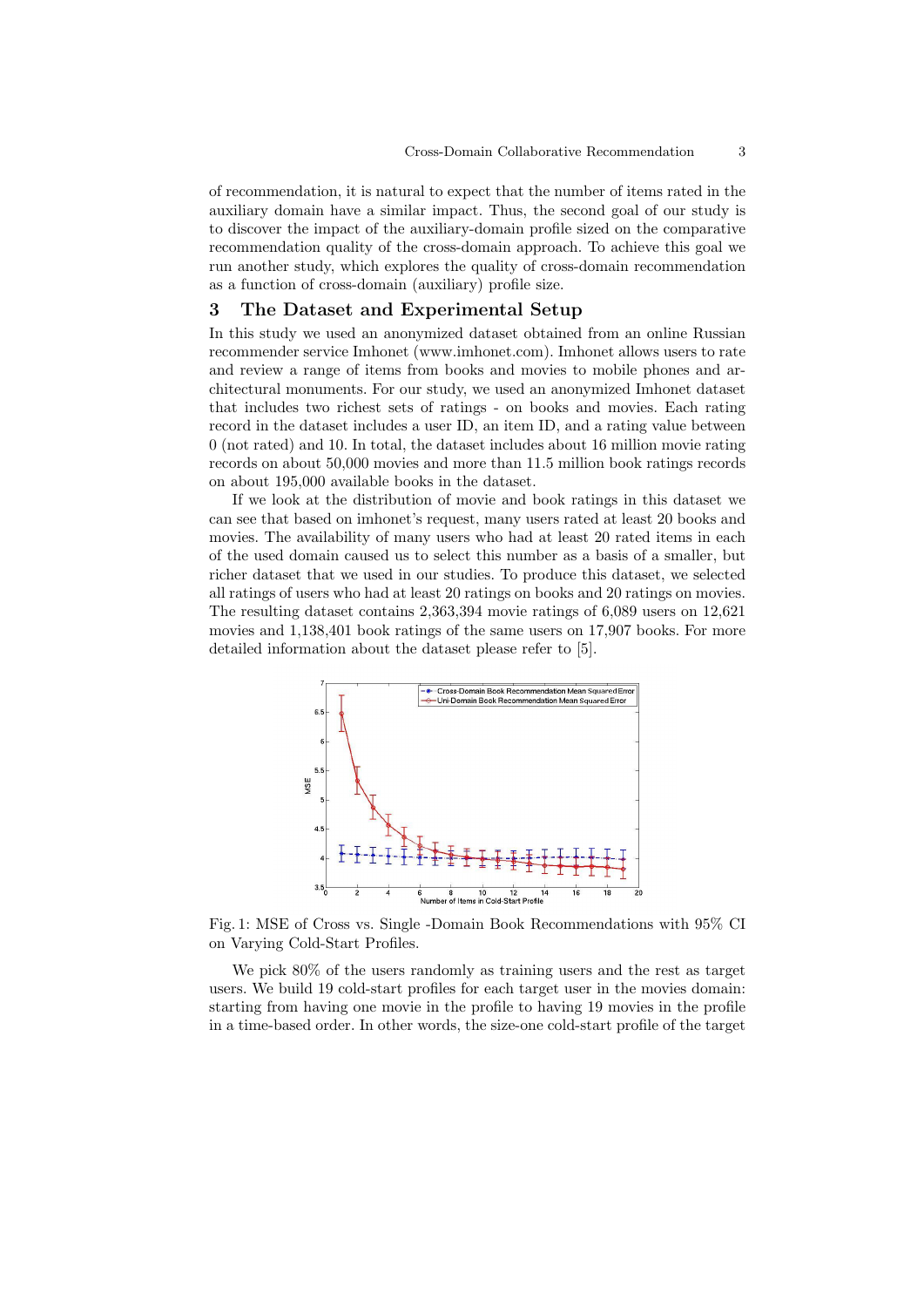of recommendation, it is natural to expect that the number of items rated in the auxiliary domain have a similar impact. Thus, the second goal of our study is to discover the impact of the auxiliary-domain profile sized on the comparative recommendation quality of the cross-domain approach. To achieve this goal we run another study, which explores the quality of cross-domain recommendation as a function of cross-domain (auxiliary) profile size.

## 3 The Dataset and Experimental Setup

In this study we used an anonymized dataset obtained from an online Russian recommender service Imhonet (www.imhonet.com). Imhonet allows users to rate and review a range of items from books and movies to mobile phones and architectural monuments. For our study, we used an anonymized Imhonet dataset that includes two richest sets of ratings - on books and movies. Each rating record in the dataset includes a user ID, an item ID, and a rating value between 0 (not rated) and 10. In total, the dataset includes about 16 million movie rating records on about 50,000 movies and more than 11.5 million book ratings records on about 195,000 available books in the dataset.

If we look at the distribution of movie and book ratings in this dataset we can see that based on imhonet's request, many users rated at least 20 books and movies. The availability of many users who had at least 20 rated items in each of the used domain caused us to select this number as a basis of a smaller, but richer dataset that we used in our studies. To produce this dataset, we selected all ratings of users who had at least 20 ratings on books and 20 ratings on movies. The resulting dataset contains 2,363,394 movie ratings of 6,089 users on 12,621 movies and 1,138,401 book ratings of the same users on 17,907 books. For more detailed information about the dataset please refer to [5].

Fig. 1: MSE of Cross vs. Single -Domain Book Recommendations with 95% CI on Varying Cold-Start Profiles.

We pick 80% of the users randomly as training users and the rest as target users. We build 19 cold-start profiles for each target user in the movies domain: starting from having one movie in the profile to having 19 movies in the profile in a time-based order. In other words, the size-one cold-start profile of the target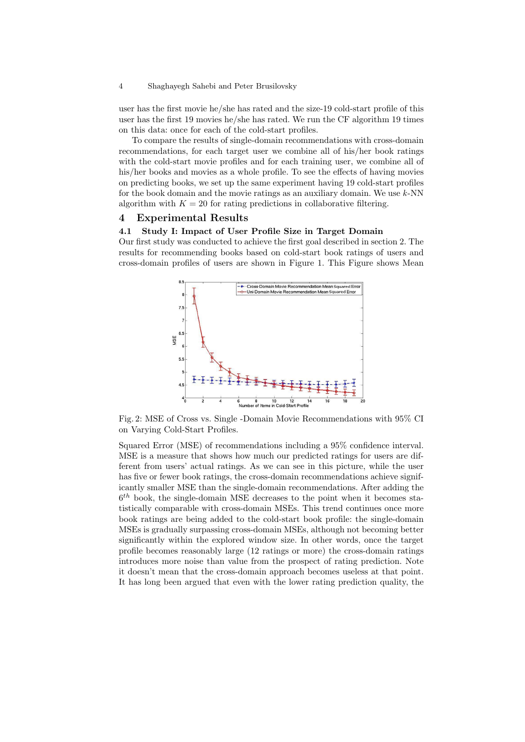user has the first movie he/she has rated and the size-19 cold-start profile of this user has the first 19 movies he/she has rated. We run the CF algorithm 19 times on this data: once for each of the cold-start profiles.

To compare the results of single-domain recommendations with cross-domain recommendations, for each target user we combine all of his/her book ratings with the cold-start movie profiles and for each training user, we combine all of his/her books and movies as a whole profile. To see the effects of having movies on predicting books, we set up the same experiment having 19 cold-start profiles for the book domain and the movie ratings as an auxiliary domain. We use $k$-NN algorithm with $K = 20$ for rating predictions in collaborative filtering.

## 4 Experimental Results

### 4.1 Study I: Impact of User Profile Size in Target Domain

Our first study was conducted to achieve the first goal described in section 2. The results for recommending books based on cold-start book ratings of users and cross-domain profiles of users are shown in Figure 1. This Figure shows Mean

Fig. 2: MSE of Cross vs. Single -Domain Movie Recommendations with 95% CI on Varying Cold-Start Profiles.

Squared Error (MSE) of recommendations including a 95% confidence interval. MSE is a measure that shows how much our predicted ratings for users are different from users' actual ratings. As we can see in this picture, while the user has five or fewer book ratings, the cross-domain recommendations achieve significantly smaller MSE than the single-domain recommendations. After adding the $6^{th}$ book, the single-domain MSE decreases to the point when it becomes statistically comparable with cross-domain MSEs. This trend continues once more book ratings are being added to the cold-start book profile: the single-domain MSEs is gradually surpassing cross-domain MSEs, although not becoming better significantly within the explored window size. In other words, once the target profile becomes reasonably large (12 ratings or more) the cross-domain ratings introduces more noise than value from the prospect of rating prediction. Note it doesn't mean that the cross-domain approach becomes useless at that point. It has long been argued that even with the lower rating prediction quality, the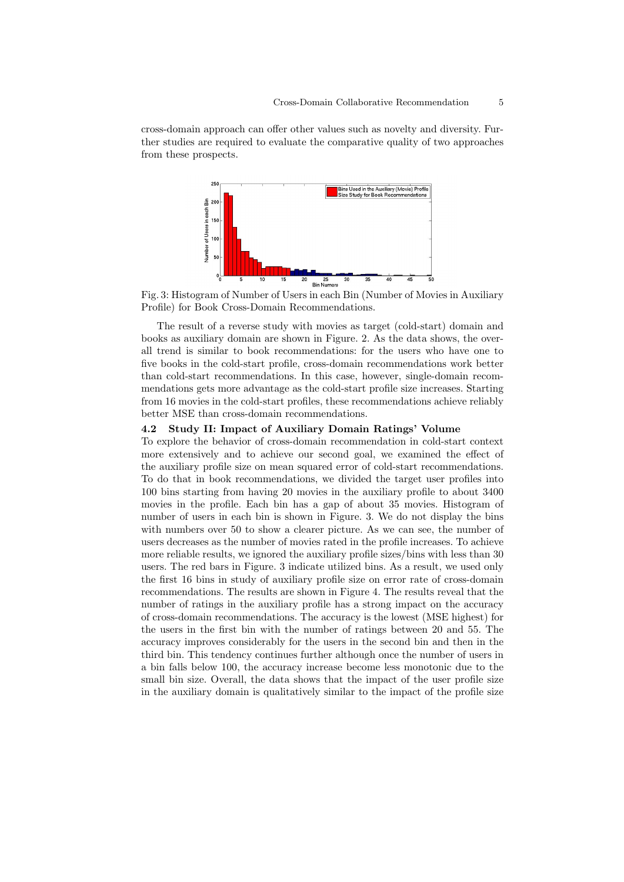cross-domain approach can offer other values such as novelty and diversity. Further studies are required to evaluate the comparative quality of two approaches from these prospects.

Fig. 3: Histogram of Number of Users in each Bin (Number of Movies in Auxiliary Profile) for Book Cross-Domain Recommendations.

The result of a reverse study with movies as target (cold-start) domain and books as auxiliary domain are shown in Figure. 2. As the data shows, the overall trend is similar to book recommendations: for the users who have one to five books in the cold-start profile, cross-domain recommendations work better than cold-start recommendations. In this case, however, single-domain recommendations gets more advantage as the cold-start profile size increases. Starting from 16 movies in the cold-start profiles, these recommendations achieve reliably better MSE than cross-domain recommendations.

### 4.2 Study II: Impact of Auxiliary Domain Ratings' Volume

To explore the behavior of cross-domain recommendation in cold-start context more extensively and to achieve our second goal, we examined the effect of the auxiliary profile size on mean squared error of cold-start recommendations. To do that in book recommendations, we divided the target user profiles into 100 bins starting from having 20 movies in the auxiliary profile to about 3400 movies in the profile. Each bin has a gap of about 35 movies. Histogram of number of users in each bin is shown in Figure. 3. We do not display the bins with numbers over 50 to show a clearer picture. As we can see, the number of users decreases as the number of movies rated in the profile increases. To achieve more reliable results, we ignored the auxiliary profile sizes/bins with less than 30 users. The red bars in Figure. 3 indicate utilized bins. As a result, we used only the first 16 bins in study of auxiliary profile size on error rate of cross-domain recommendations. The results are shown in Figure 4. The results reveal that the number of ratings in the auxiliary profile has a strong impact on the accuracy of cross-domain recommendations. The accuracy is the lowest (MSE highest) for the users in the first bin with the number of ratings between 20 and 55. The accuracy improves considerably for the users in the second bin and then in the third bin. This tendency continues further although once the number of users in a bin falls below 100, the accuracy increase become less monotonic due to the small bin size. Overall, the data shows that the impact of the user profile size in the auxiliary domain is qualitatively similar to the impact of the profile size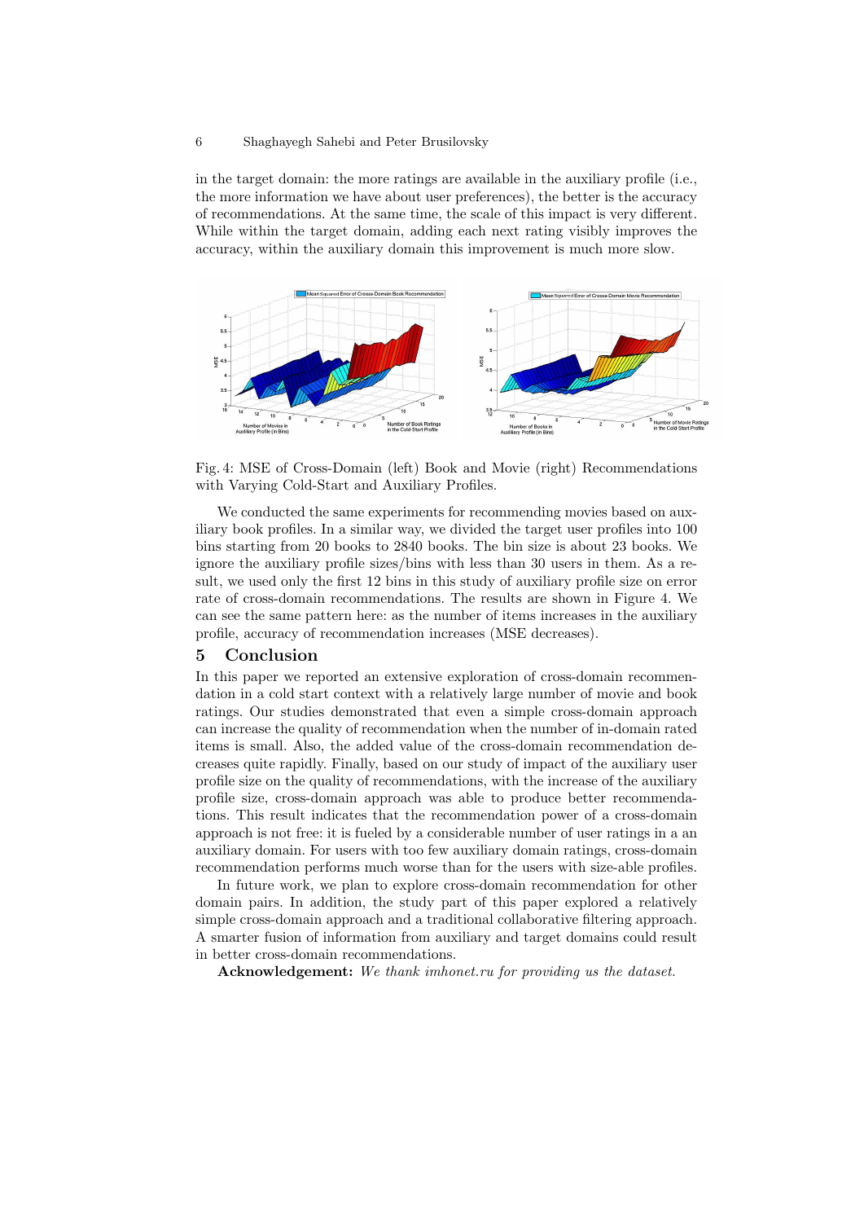in the target domain: the more ratings are available in the auxiliary profile (i.e., the more information we have about user preferences), the better is the accuracy of recommendations. At the same time, the scale of this impact is very different. While within the target domain, adding each next rating visibly improves the accuracy, within the auxiliary domain this improvement is much more slow.

Fig. 4: MSE of Cross-Domain (left) Book and Movie (right) Recommendations with Varying Cold-Start and Auxiliary Profiles.

We conducted the same experiments for recommending movies based on auxiliary book profiles. In a similar way, we divided the target user profiles into 100 bins starting from 20 books to 2840 books. The bin size is about 23 books. We ignore the auxiliary profile sizes/bins with less than 30 users in them. As a result, we used only the first 12 bins in this study of auxiliary profile size on error rate of cross-domain recommendations. The results are shown in Figure 4. We can see the same pattern here: as the number of items increases in the auxiliary profile, accuracy of recommendation increases (MSE decreases).

## 5 Conclusion

In this paper we reported an extensive exploration of cross-domain recommendation in a cold start context with a relatively large number of movie and book ratings. Our studies demonstrated that even a simple cross-domain approach can increase the quality of recommendation when the number of in-domain rated items is small. Also, the added value of the cross-domain recommendation decreases quite rapidly. Finally, based on our study of impact of the auxiliary user profile size on the quality of recommendations, with the increase of the auxiliary profile size, cross-domain approach was able to produce better recommendations. This result indicates that the recommendation power of a cross-domain approach is not free: it is fueled by a considerable number of user ratings in a an auxiliary domain. For users with too few auxiliary domain ratings, cross-domain recommendation performs much worse than for the users with size-able profiles.

In future work, we plan to explore cross-domain recommendation for other domain pairs. In addition, the study part of this paper explored a relatively simple cross-domain approach and a traditional collaborative filtering approach. A smarter fusion of information from auxiliary and target domains could result in better cross-domain recommendations.

**Acknowledgement:** *We thank imhonet.ru for providing us the dataset.*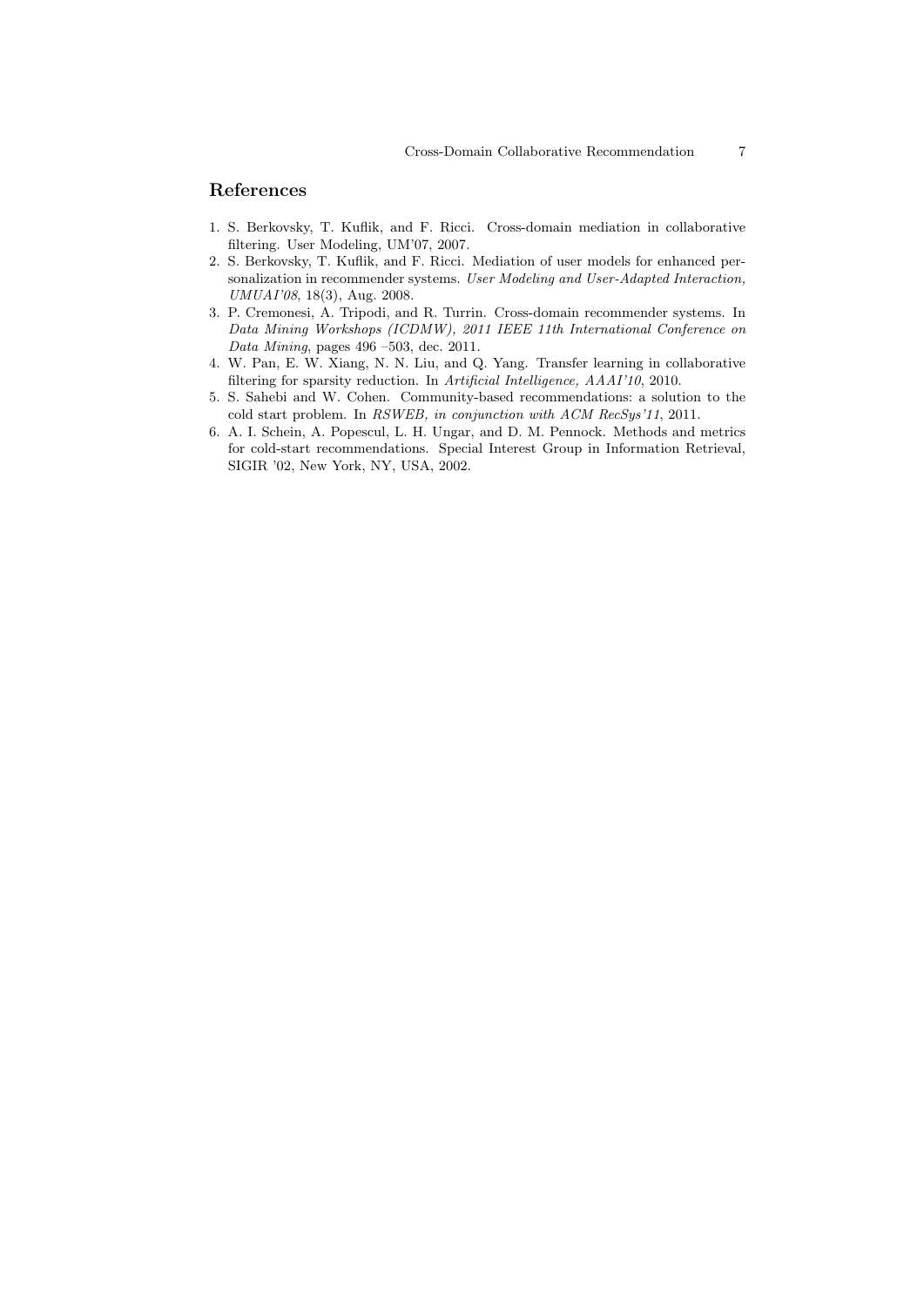## References

1. S. Berkovsky, T. Kuflik, and F. Ricci. Cross-domain mediation in collaborative filtering. User Modeling, UM'07, 2007.
2. S. Berkovsky, T. Kuflik, and F. Ricci. Mediation of user models for enhanced personalization in recommender systems. *User Modeling and User-Adapted Interaction, UMUAI'08*, 18(3), Aug. 2008.
3. P. Cremonesi, A. Tripodi, and R. Turrin. Cross-domain recommender systems. In *Data Mining Workshops (ICDMW), 2011 IEEE 11th International Conference on Data Mining*, pages 496 –503, dec. 2011.
4. W. Pan, E. W. Xiang, N. N. Liu, and Q. Yang. Transfer learning in collaborative filtering for sparsity reduction. In *Artificial Intelligence, AAAI'10*, 2010.
5. S. Sahebi and W. Cohen. Community-based recommendations: a solution to the cold start problem. In *RSWEB, in conjunction with ACM RecSys'11*, 2011.
6. A. I. Schein, A. Popescul, L. H. Ungar, and D. M. Pennock. Methods and metrics for cold-start recommendations. Special Interest Group in Information Retrieval, SIGIR '02, New York, NY, USA, 2002.